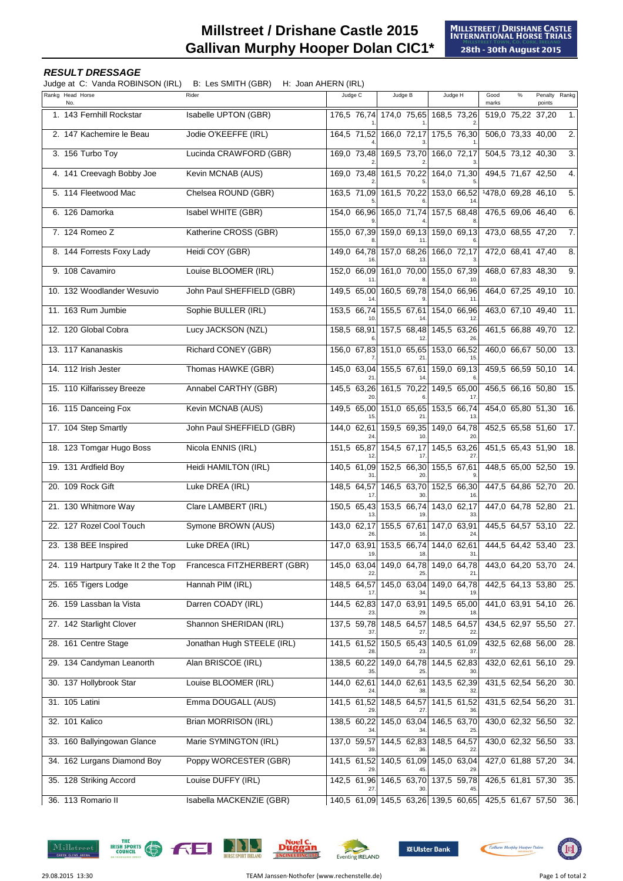# Millstreet / Drishane Castle 2015
# Gallivan Murphy Hooper Dolan CIC1*

MILLSTREET / DRISHANE CASTLE INTERNATIONAL HORSE TRIALS
MILLSTREET TOWN, CO. CORK, IRELAND
28th - 30th August 2015

### *RESULT DRESSAGE*

Judge at C: Vanda ROBINSON (IRL) B: Les SMITH (GBR) H: Joan AHERN (IRL)

| Rankg | Head No. | Horse | Rider | Judge C | | | Judge B | | | Judge H | | | Good marks | % | Penalty points | Rankg |
|---|---|---|---|---|---|---|---|---|---|---|---|---|---|---|---|---|
| 1. | 143 | Fernhill Rockstar | Isabelle UPTON (GBR) | 176,5 | 76,74 | 1. | 174,0 | 75,65 | 1. | 168,5 | 73,26 | 2. | 519,0 | 75,22 | 37,20 | 1. |
| 2. | 147 | Kachemire le Beau | Jodie O'KEEFFE (IRL) | 164,5 | 71,52 | 4. | 166,0 | 72,17 | 3. | 175,5 | 76,30 | 1. | 506,0 | 73,33 | 40,00 | 2. |
| 3. | 156 | Turbo Toy | Lucinda CRAWFORD (GBR) | 169,0 | 73,48 | 2. | 169,5 | 73,70 | 2. | 166,0 | 72,17 | 3. | 504,5 | 73,12 | 40,30 | 3. |
| 4. | 141 | Creevagh Bobby Joe | Kevin MCNAB (AUS) | 169,0 | 73,48 | 2. | 161,5 | 70,22 | 5. | 164,0 | 71,30 | 5. | 494,5 | 71,67 | 42,50 | 4. |
| 5. | 114 | Fleetwood Mac | Chelsea ROUND (GBR) | 163,5 | 71,09 | 5. | 161,5 | 70,22 | 6. | 153,0 | 66,52 | 14. | [1]478,0 | 69,28 | 46,10 | 5. |
| 6. | 126 | Damorka | Isabel WHITE (GBR) | 154,0 | 66,96 | 9. | 165,0 | 71,74 | 4. | 157,5 | 68,48 | 8. | 476,5 | 69,06 | 46,40 | 6. |
| 7. | 124 | Romeo Z | Katherine CROSS (GBR) | 155,0 | 67,39 | 8. | 159,0 | 69,13 | 11. | 159,0 | 69,13 | 6. | 473,0 | 68,55 | 47,20 | 7. |
| 8. | 144 | Forrests Foxy Lady | Heidi COY (GBR) | 149,0 | 64,78 | 16. | 157,0 | 68,26 | 13. | 166,0 | 72,17 | 3. | 472,0 | 68,41 | 47,40 | 8. |
| 9. | 108 | Cavamiro | Louise BLOOMER (IRL) | 152,0 | 66,09 | 11. | 161,0 | 70,00 | 8. | 155,0 | 67,39 | 10. | 468,0 | 67,83 | 48,30 | 9. |
| 10. | 132 | Woodlander Wesuvio | John Paul SHEFFIELD (GBR) | 149,5 | 65,00 | 14. | 160,5 | 69,78 | 9. | 154,0 | 66,96 | 11. | 464,0 | 67,25 | 49,10 | 10. |
| 11. | 163 | Rum Jumbie | Sophie BULLER (IRL) | 153,5 | 66,74 | 10. | 155,5 | 67,61 | 14. | 154,0 | 66,96 | 12. | 463,0 | 67,10 | 49,40 | 11. |
| 12. | 120 | Global Cobra | Lucy JACKSON (NZL) | 158,5 | 68,91 | 6. | 157,5 | 68,48 | 12. | 145,5 | 63,26 | 26. | 461,5 | 66,88 | 49,70 | 12. |
| 13. | 117 | Kananaskis | Richard CONEY (GBR) | 156,0 | 67,83 | 7. | 151,0 | 65,65 | 21. | 153,0 | 66,52 | 15. | 460,0 | 66,67 | 50,00 | 13. |
| 14. | 112 | Irish Jester | Thomas HAWKE (GBR) | 145,0 | 63,04 | 21. | 155,5 | 67,61 | 14. | 159,0 | 69,13 | 6. | 459,5 | 66,59 | 50,10 | 14. |
| 15. | 110 | Kilfarissey Breeze | Annabel CARTHY (GBR) | 145,5 | 63,26 | 20. | 161,5 | 70,22 | 6. | 149,5 | 65,00 | 17. | 456,5 | 66,16 | 50,80 | 15. |
| 16. | 115 | Danceing Fox | Kevin MCNAB (AUS) | 149,5 | 65,00 | 15. | 151,0 | 65,65 | 21. | 153,5 | 66,74 | 13. | 454,0 | 65,80 | 51,30 | 16. |
| 17. | 104 | Step Smartly | John Paul SHEFFIELD (GBR) | 144,0 | 62,61 | 24. | 159,5 | 69,35 | 10. | 149,0 | 64,78 | 20. | 452,5 | 65,58 | 51,60 | 17. |
| 18. | 123 | Tomgar Hugo Boss | Nicola ENNIS (IRL) | 151,5 | 65,87 | 12. | 154,5 | 67,17 | 17. | 145,5 | 63,26 | 27. | 451,5 | 65,43 | 51,90 | 18. |
| 19. | 131 | Ardfield Boy | Heidi HAMILTON (IRL) | 140,5 | 61,09 | 31. | 152,5 | 66,30 | 20. | 155,5 | 67,61 | 9. | 448,5 | 65,00 | 52,50 | 19. |
| 20. | 109 | Rock Gift | Luke DREA (IRL) | 148,5 | 64,57 | 17. | 146,5 | 63,70 | 30. | 152,5 | 66,30 | 16. | 447,5 | 64,86 | 52,70 | 20. |
| 21. | 130 | Whitmore Way | Clare LAMBERT (IRL) | 150,5 | 65,43 | 13. | 153,5 | 66,74 | 19. | 143,0 | 62,17 | 33. | 447,0 | 64,78 | 52,80 | 21. |
| 22. | 127 | Rozel Cool Touch | Symone BROWN (AUS) | 143,0 | 62,17 | 26. | 155,5 | 67,61 | 16. | 147,0 | 63,91 | 24. | 445,5 | 64,57 | 53,10 | 22. |
| 23. | 138 | BEE Inspired | Luke DREA (IRL) | 147,0 | 63,91 | 19. | 153,5 | 66,74 | 18. | 144,0 | 62,61 | 31. | 444,5 | 64,42 | 53,40 | 23. |
| 24. | 119 | Hartpury Take It 2 the Top | Francesca FITZHERBERT (GBR) | 145,0 | 63,04 | 22. | 149,0 | 64,78 | 25. | 149,0 | 64,78 | 21. | 443,0 | 64,20 | 53,70 | 24. |
| 25. | 165 | Tigers Lodge | Hannah PIM (IRL) | 148,5 | 64,57 | 17. | 145,0 | 63,04 | 34. | 149,0 | 64,78 | 19. | 442,5 | 64,13 | 53,80 | 25. |
| 26. | 159 | Lassban la Vista | Darren COADY (IRL) | 144,5 | 62,83 | 23. | 147,0 | 63,91 | 29. | 149,5 | 65,00 | 18. | 441,0 | 63,91 | 54,10 | 26. |
| 27. | 142 | Starlight Clover | Shannon SHERIDAN (IRL) | 137,5 | 59,78 | 37. | 148,5 | 64,57 | 27. | 148,5 | 64,57 | 22. | 434,5 | 62,97 | 55,50 | 27. |
| 28. | 161 | Centre Stage | Jonathan Hugh STEELE (IRL) | 141,5 | 61,52 | 28. | 150,5 | 65,43 | 23. | 140,5 | 61,09 | 37. | 432,5 | 62,68 | 56,00 | 28. |
| 29. | 134 | Candyman Leanorth | Alan BRISCOE (IRL) | 138,5 | 60,22 | 35. | 149,0 | 64,78 | 25. | 144,5 | 62,83 | 30. | 432,0 | 62,61 | 56,10 | 29. |
| 30. | 137 | Hollybrook Star | Louise BLOOMER (IRL) | 144,0 | 62,61 | 24. | 144,0 | 62,61 | 38. | 143,5 | 62,39 | 32. | 431,5 | 62,54 | 56,20 | 30. |
| 31. | 105 | Latini | Emma DOUGALL (AUS) | 141,5 | 61,52 | 29. | 148,5 | 64,57 | 27. | 141,5 | 61,52 | 36. | 431,5 | 62,54 | 56,20 | 31. |
| 32. | 101 | Kalico | Brian MORRISON (IRL) | 138,5 | 60,22 | 34. | 145,0 | 63,04 | 34. | 146,5 | 63,70 | 25. | 430,0 | 62,32 | 56,50 | 32. |
| 33. | 160 | Ballyingowan Glance | Marie SYMINGTON (IRL) | 137,0 | 59,57 | 39. | 144,5 | 62,83 | 36. | 148,5 | 64,57 | 22. | 430,0 | 62,32 | 56,50 | 33. |
| 34. | 162 | Lurgans Diamond Boy | Poppy WORCESTER (GBR) | 141,5 | 61,52 | 29. | 140,5 | 61,09 | 45. | 145,0 | 63,04 | 29. | 427,0 | 61,88 | 57,20 | 34. |
| 35. | 128 | Striking Accord | Louise DUFFY (IRL) | 142,5 | 61,96 | 27. | 146,5 | 63,70 | 30. | 137,5 | 59,78 | 45. | 426,5 | 61,81 | 57,30 | 35. |
| 36. | 113 | Romario II | Isabella MACKENZIE (GBR) | 140,5 | 61,09 | | 145,5 | 63,26 | | 139,5 | 60,65 | | 425,5 | 61,67 | 57,50 | 36. |

29.08.2015 13:30 TEAM Janssen·Nothofer (www.rechenstelle.de)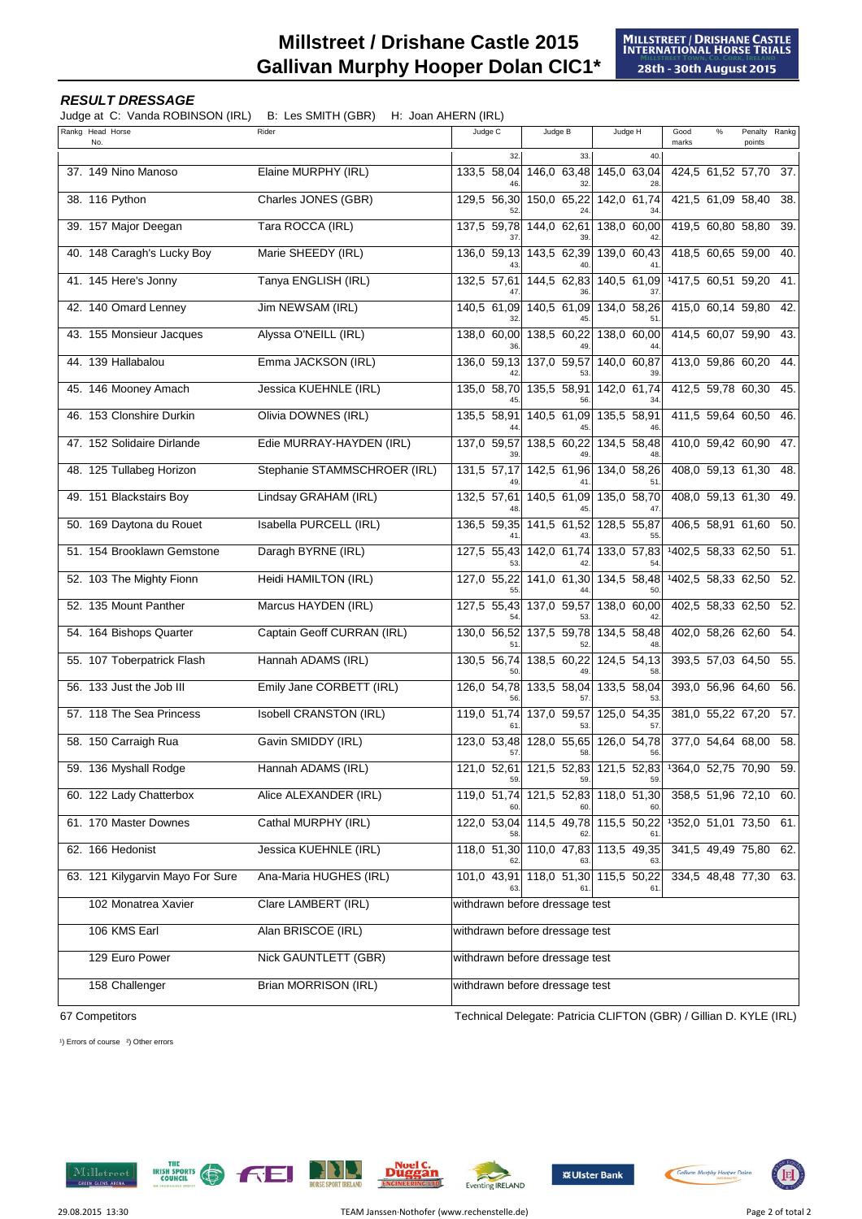# Millstreet / Drishane Castle 2015
# Gallivan Murphy Hooper Dolan CIC1*

MILLSTREET / DRISHANE CASTLE INTERNATIONAL HORSE TRIALS
28th - 30th August 2015

***RESULT DRESSAGE***

Judge at C: Vanda ROBINSON (IRL) B: Les SMITH (GBR) H: Joan AHERN (IRL)

| Rankg | Head No. | Horse | Rider | Judge C | | Judge B | | Judge H | | Good marks | % | Penalty points | Rankg |
|---|---|---|---|---|---|---|---|---|---|---|---|---|---|
| | | | | | 32. | | 33. | | 40. | | | | |
| 37. | 149 | Nino Manoso | Elaine MURPHY (IRL) | 133,5 | 58,04 (46.) | 146,0 | 63,48 (32.) | 145,0 | 63,04 (28.) | 424,5 | 61,52 | 57,70 | 37. |
| 38. | 116 | Python | Charles JONES (GBR) | 129,5 | 56,30 (52.) | 150,0 | 65,22 (24.) | 142,0 | 61,74 (34.) | 421,5 | 61,09 | 58,40 | 38. |
| 39. | 157 | Major Deegan | Tara ROCCA (IRL) | 137,5 | 59,78 (37.) | 144,0 | 62,61 (39.) | 138,0 | 60,00 (42.) | 419,5 | 60,80 | 58,80 | 39. |
| 40. | 148 | Caragh's Lucky Boy | Marie SHEEDY (IRL) | 136,0 | 59,13 (43.) | 143,5 | 62,39 (40.) | 139,0 | 60,43 (41.) | 418,5 | 60,65 | 59,00 | 40. |
| 41. | 145 | Here's Jonny | Tanya ENGLISH (IRL) | 132,5 | 57,61 (47.) | 144,5 | 62,83 (36.) | 140,5 | 61,09 (37.) | [1]417,5 | 60,51 | 59,20 | 41. |
| 42. | 140 | Omard Lenney | Jim NEWSAM (IRL) | 140,5 | 61,09 (32.) | 140,5 | 61,09 (45.) | 134,0 | 58,26 (51.) | 415,0 | 60,14 | 59,80 | 42. |
| 43. | 155 | Monsieur Jacques | Alyssa O'NEILL (IRL) | 138,0 | 60,00 (36.) | 138,5 | 60,22 (49.) | 138,0 | 60,00 (44.) | 414,5 | 60,07 | 59,90 | 43. |
| 44. | 139 | Hallabalou | Emma JACKSON (IRL) | 136,0 | 59,13 (42.) | 137,0 | 59,57 (53.) | 140,0 | 60,87 (39.) | 413,0 | 59,86 | 60,20 | 44. |
| 45. | 146 | Mooney Amach | Jessica KUEHNLE (IRL) | 135,0 | 58,70 (45.) | 135,5 | 58,91 (56.) | 142,0 | 61,74 (34.) | 412,5 | 59,78 | 60,30 | 45. |
| 46. | 153 | Clonshire Durkin | Olivia DOWNES (IRL) | 135,5 | 58,91 (44.) | 140,5 | 61,09 (45.) | 135,5 | 58,91 (46.) | 411,5 | 59,64 | 60,50 | 46. |
| 47. | 152 | Solidaire Dirlande | Edie MURRAY-HAYDEN (IRL) | 137,0 | 59,57 (39.) | 138,5 | 60,22 (49.) | 134,5 | 58,48 (48.) | 410,0 | 59,42 | 60,90 | 47. |
| 48. | 125 | Tullabeg Horizon | Stephanie STAMMSCHROER (IRL) | 131,5 | 57,17 (49.) | 142,5 | 61,96 (41.) | 134,0 | 58,26 (51.) | 408,0 | 59,13 | 61,30 | 48. |
| 49. | 151 | Blackstairs Boy | Lindsay GRAHAM (IRL) | 132,5 | 57,61 (48.) | 140,5 | 61,09 (45.) | 135,0 | 58,70 (47.) | 408,0 | 59,13 | 61,30 | 49. |
| 50. | 169 | Daytona du Rouet | Isabella PURCELL (IRL) | 136,5 | 59,35 (41.) | 141,5 | 61,52 (43.) | 128,5 | 55,87 (55.) | 406,5 | 58,91 | 61,60 | 50. |
| 51. | 154 | Brooklawn Gemstone | Daragh BYRNE (IRL) | 127,5 | 55,43 (53.) | 142,0 | 61,74 (42.) | 133,0 | 57,83 (54.) | [1]402,5 | 58,33 | 62,50 | 51. |
| 52. | 103 | The Mighty Fionn | Heidi HAMILTON (IRL) | 127,0 | 55,22 (55.) | 141,0 | 61,30 (44.) | 134,5 | 58,48 (50.) | [1]402,5 | 58,33 | 62,50 | 52. |
| 52. | 135 | Mount Panther | Marcus HAYDEN (IRL) | 127,5 | 55,43 (54.) | 137,0 | 59,57 (53.) | 138,0 | 60,00 (42.) | 402,5 | 58,33 | 62,50 | 52. |
| 54. | 164 | Bishops Quarter | Captain Geoff CURRAN (IRL) | 130,0 | 56,52 (51.) | 137,5 | 59,78 (52.) | 134,5 | 58,48 (48.) | 402,0 | 58,26 | 62,60 | 54. |
| 55. | 107 | Toberpatrick Flash | Hannah ADAMS (IRL) | 130,5 | 56,74 (50.) | 138,5 | 60,22 (49.) | 124,5 | 54,13 (58.) | 393,5 | 57,03 | 64,50 | 55. |
| 56. | 133 | Just the Job III | Emily Jane CORBETT (IRL) | 126,0 | 54,78 (56.) | 133,5 | 58,04 (57.) | 133,5 | 58,04 (53.) | 393,0 | 56,96 | 64,60 | 56. |
| 57. | 118 | The Sea Princess | Isobell CRANSTON (IRL) | 119,0 | 51,74 (61.) | 137,0 | 59,57 (53.) | 125,0 | 54,35 (57.) | 381,0 | 55,22 | 67,20 | 57. |
| 58. | 150 | Carraigh Rua | Gavin SMIDDY (IRL) | 123,0 | 53,48 (57.) | 128,0 | 55,65 (58.) | 126,0 | 54,78 (56.) | 377,0 | 54,64 | 68,00 | 58. |
| 59. | 136 | Myshall Rodge | Hannah ADAMS (IRL) | 121,0 | 52,61 (59.) | 121,5 | 52,83 (59.) | 121,5 | 52,83 (59.) | [1]364,0 | 52,75 | 70,90 | 59. |
| 60. | 122 | Lady Chatterbox | Alice ALEXANDER (IRL) | 119,0 | 51,74 (60.) | 121,5 | 52,83 (60.) | 118,0 | 51,30 (60.) | 358,5 | 51,96 | 72,10 | 60. |
| 61. | 170 | Master Downes | Cathal MURPHY (IRL) | 122,0 | 53,04 (58.) | 114,5 | 49,78 (62.) | 115,5 | 50,22 (61.) | [1]352,0 | 51,01 | 73,50 | 61. |
| 62. | 166 | Hedonist | Jessica KUEHNLE (IRL) | 118,0 | 51,30 (62.) | 110,0 | 47,83 (63.) | 113,5 | 49,35 (63.) | 341,5 | 49,49 | 75,80 | 62. |
| 63. | 121 | Kilygarvin Mayo For Sure | Ana-Maria HUGHES (IRL) | 101,0 | 43,91 (63.) | 118,0 | 51,30 (61.) | 115,5 | 50,22 (61.) | 334,5 | 48,48 | 77,30 | 63. |
| | 102 | Monatrea Xavier | Clare LAMBERT (IRL) | withdrawn before dressage test | | | | | | | | | |
| | 106 | KMS Earl | Alan BRISCOE (IRL) | withdrawn before dressage test | | | | | | | | | |
| | 129 | Euro Power | Nick GAUNTLETT (GBR) | withdrawn before dressage test | | | | | | | | | |
| | 158 | Challenger | Brian MORRISON (IRL) | withdrawn before dressage test | | | | | | | | | |

67 Competitors

Technical Delegate: Patricia CLIFTON (GBR) / Gillian D. KYLE (IRL)

[1]) Errors of course [2]) Other errors

29.08.2015 13:30 TEAM Janssen-Nothofer (www.rechenstelle.de)